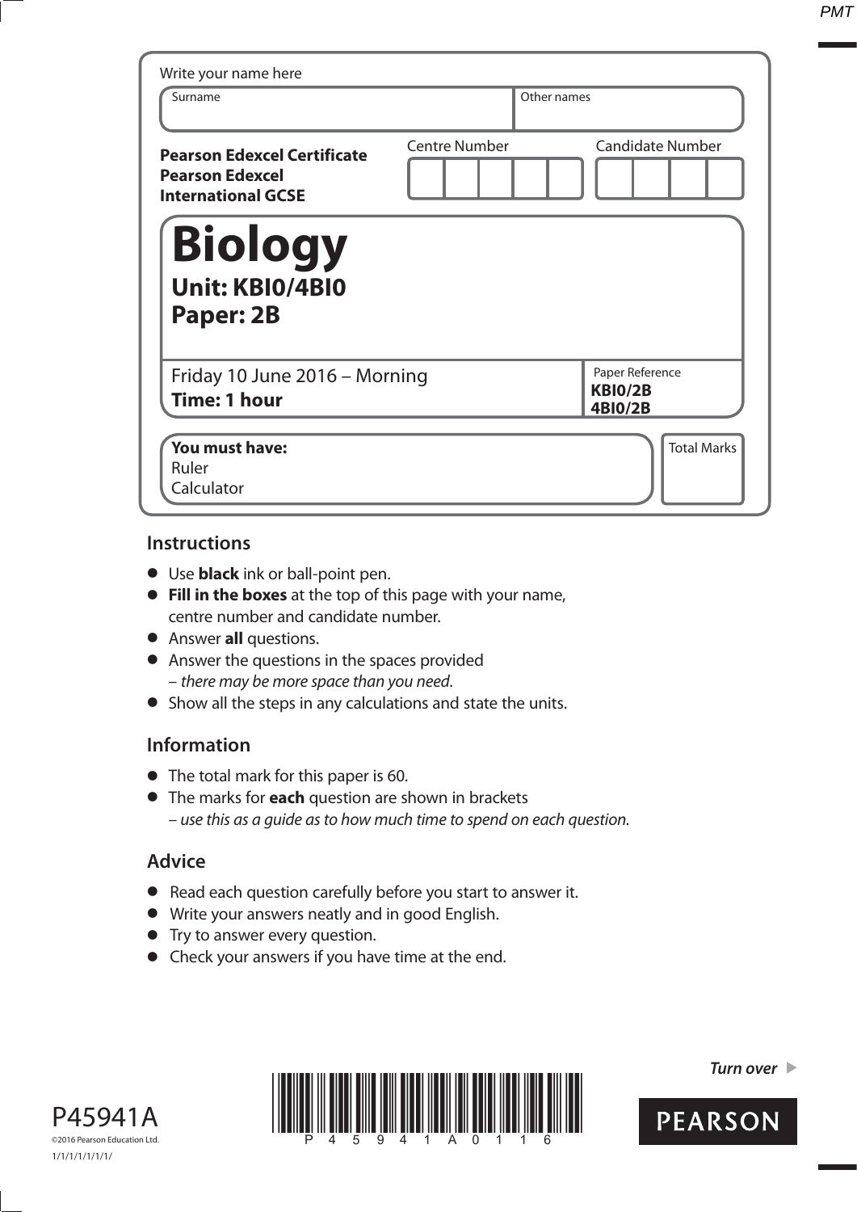Write your name here

| Surname | Other names |
|---|---|
| | |

**Pearson Edexcel Certificate**
**Pearson Edexcel**
**International GCSE**

| Centre Number | Candidate Number |
|---|---|
| | |

# Biology

## Unit: KBI0/4BI0
## Paper: 2B

Friday 10 June 2016 – Morning
**Time: 1 hour**

Paper Reference
**KBI0/2B**
**4BI0/2B**

**You must have:**
Ruler
Calculator

Total Marks

## Instructions

- Use **black** ink or ball-point pen.
- **Fill in the boxes** at the top of this page with your name, centre number and candidate number.
- Answer **all** questions.
- Answer the questions in the spaces provided – *there may be more space than you need*.
- Show all the steps in any calculations and state the units.

## Information

- The total mark for this paper is 60.
- The marks for **each** question are shown in brackets – *use this as a guide as to how much time to spend on each question.*

## Advice

- Read each question carefully before you start to answer it.
- Write your answers neatly and in good English.
- Try to answer every question.
- Check your answers if you have time at the end.

P45941A
©2016 Pearson Education Ltd.
1/1/1/1/1/1/1/

*Turn over* ▶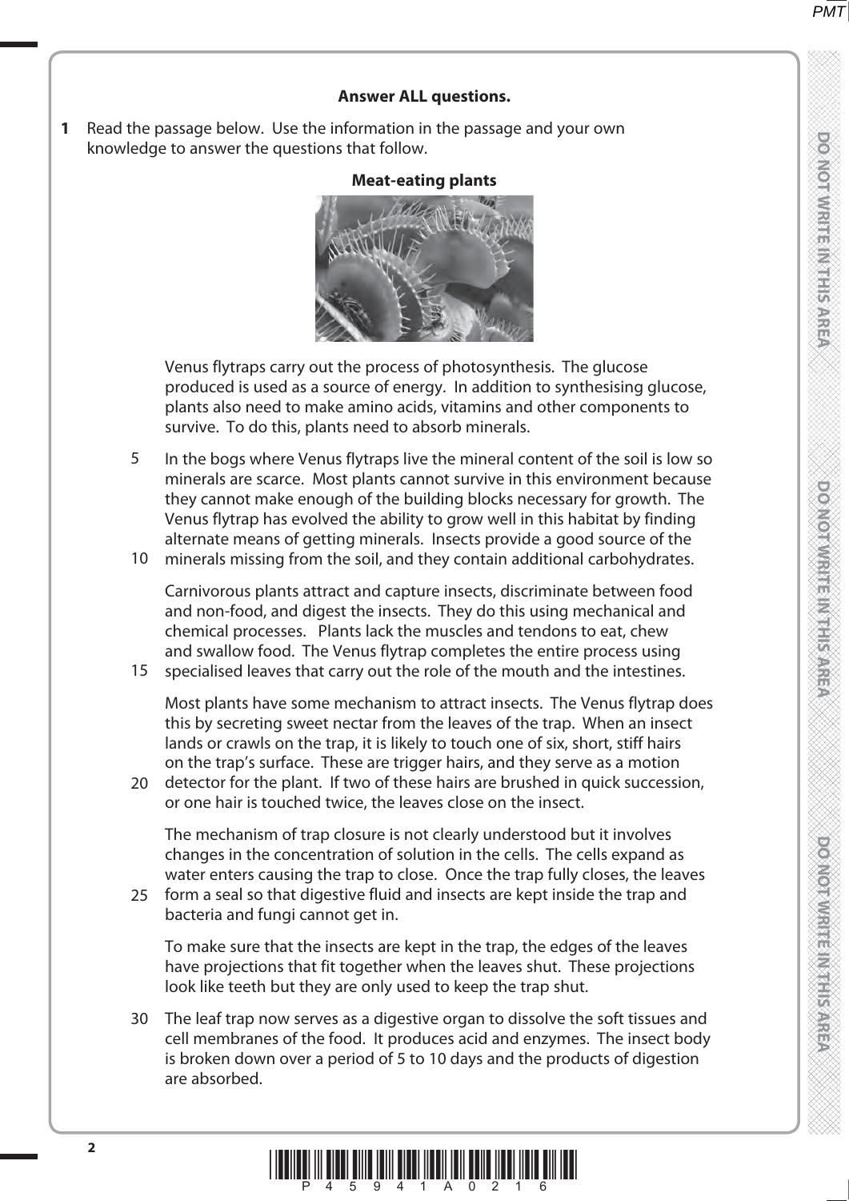**Answer ALL questions.**

**1** Read the passage below. Use the information in the passage and your own knowledge to answer the questions that follow.

**Meat-eating plants**

Venus flytraps carry out the process of photosynthesis. The glucose produced is used as a source of energy. In addition to synthesising glucose, plants also need to make amino acids, vitamins and other components to survive. To do this, plants need to absorb minerals.

5 In the bogs where Venus flytraps live the mineral content of the soil is low so minerals are scarce. Most plants cannot survive in this environment because they cannot make enough of the building blocks necessary for growth. The Venus flytrap has evolved the ability to grow well in this habitat by finding alternate means of getting minerals. Insects provide a good source of the
10 minerals missing from the soil, and they contain additional carbohydrates.

Carnivorous plants attract and capture insects, discriminate between food and non-food, and digest the insects. They do this using mechanical and chemical processes. Plants lack the muscles and tendons to eat, chew and swallow food. The Venus flytrap completes the entire process using
15 specialised leaves that carry out the role of the mouth and the intestines.

Most plants have some mechanism to attract insects. The Venus flytrap does this by secreting sweet nectar from the leaves of the trap. When an insect lands or crawls on the trap, it is likely to touch one of six, short, stiff hairs on the trap's surface. These are trigger hairs, and they serve as a motion
20 detector for the plant. If two of these hairs are brushed in quick succession, or one hair is touched twice, the leaves close on the insect.

The mechanism of trap closure is not clearly understood but it involves changes in the concentration of solution in the cells. The cells expand as water enters causing the trap to close. Once the trap fully closes, the leaves
25 form a seal so that digestive fluid and insects are kept inside the trap and bacteria and fungi cannot get in.

To make sure that the insects are kept in the trap, the edges of the leaves have projections that fit together when the leaves shut. These projections look like teeth but they are only used to keep the trap shut.

30 The leaf trap now serves as a digestive organ to dissolve the soft tissues and cell membranes of the food. It produces acid and enzymes. The insect body is broken down over a period of 5 to 10 days and the products of digestion are absorbed.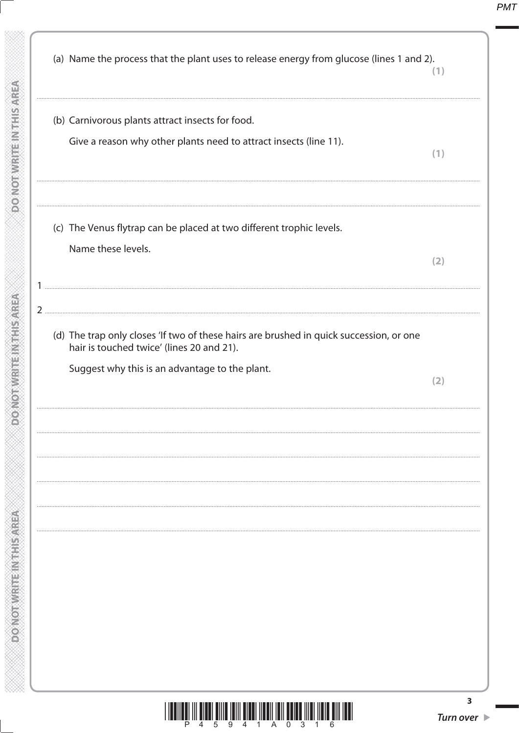(a) Name the process that the plant uses to release energy from glucose (lines 1 and 2).

**(1)**

..................................................................................................................................................

(b) Carnivorous plants attract insects for food.

Give a reason why other plants need to attract insects (line 11).

**(1)**

..................................................................................................................................................

..................................................................................................................................................

(c) The Venus flytrap can be placed at two different trophic levels.

Name these levels.

**(2)**

1 ..............................................................................................................................................

2 ..............................................................................................................................................

(d) The trap only closes 'If two of these hairs are brushed in quick succession, or one hair is touched twice' (lines 20 and 21).

Suggest why this is an advantage to the plant.

**(2)**

..................................................................................................................................................

..................................................................................................................................................

..................................................................................................................................................

..................................................................................................................................................

..................................................................................................................................................

..................................................................................................................................................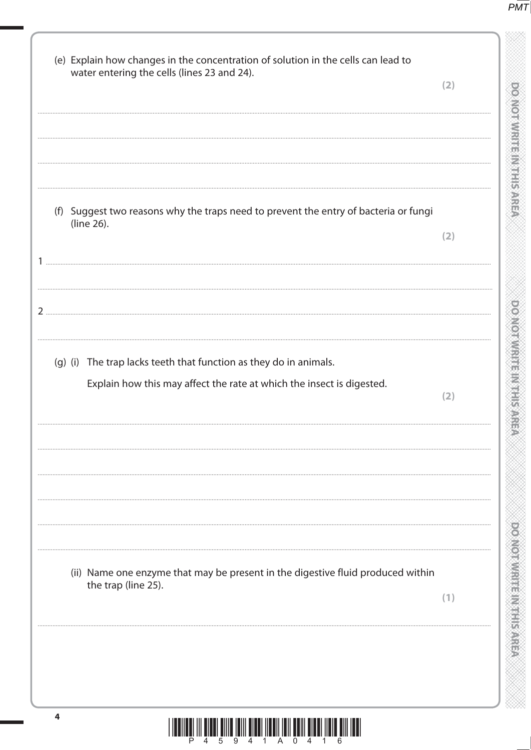(e) Explain how changes in the concentration of solution in the cells can lead to water entering the cells (lines 23 and 24).

**(2)**

(f) Suggest two reasons why the traps need to prevent the entry of bacteria or fungi (line 26).

**(2)**

1

2

(g) (i) The trap lacks teeth that function as they do in animals.

Explain how this may affect the rate at which the insect is digested.

**(2)**

(ii) Name one enzyme that may be present in the digestive fluid produced within the trap (line 25).

**(1)**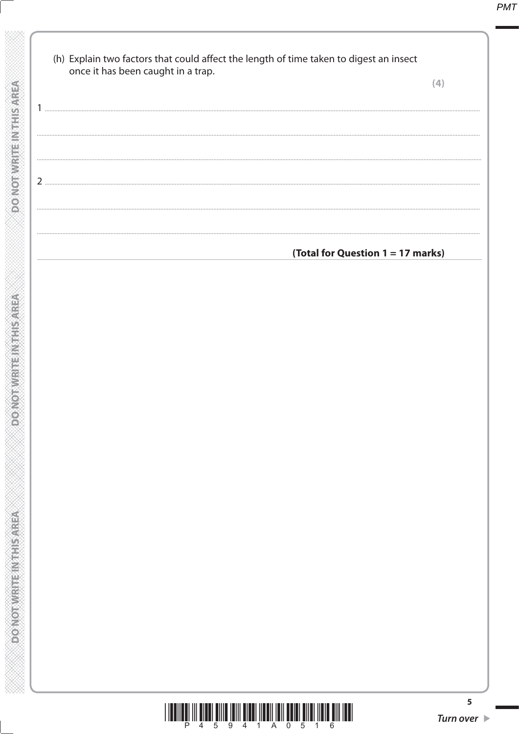(h) Explain two factors that could affect the length of time taken to digest an insect once it has been caught in a trap.

**(4)**

1 ..............................................................................................................................................

..............................................................................................................................................

..............................................................................................................................................

2 ..............................................................................................................................................

..............................................................................................................................................

..............................................................................................................................................

**(Total for Question 1 = 17 marks)**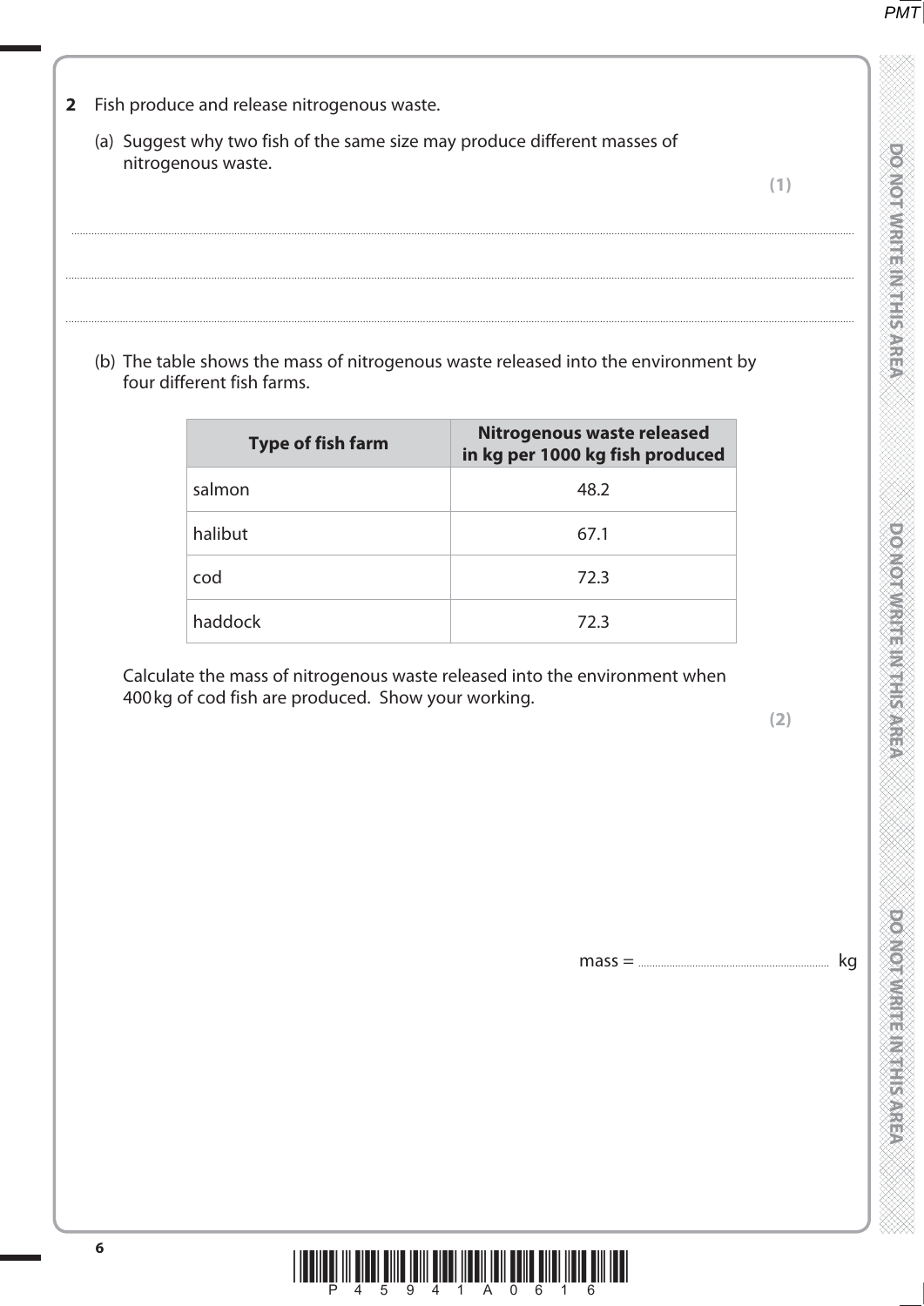**2** Fish produce and release nitrogenous waste.

(a) Suggest why two fish of the same size may produce different masses of nitrogenous waste.

**(1)**

..................................................................................................................................................................................................................

..................................................................................................................................................................................................................

..................................................................................................................................................................................................................

(b) The table shows the mass of nitrogenous waste released into the environment by four different fish farms.

| Type of fish farm | Nitrogenous waste released in kg per 1000 kg fish produced |
|---|---|
| salmon | 48.2 |
| halibut | 67.1 |
| cod | 72.3 |
| haddock | 72.3 |

Calculate the mass of nitrogenous waste released into the environment when 400 kg of cod fish are produced. Show your working.

**(2)**

mass = .......................................... kg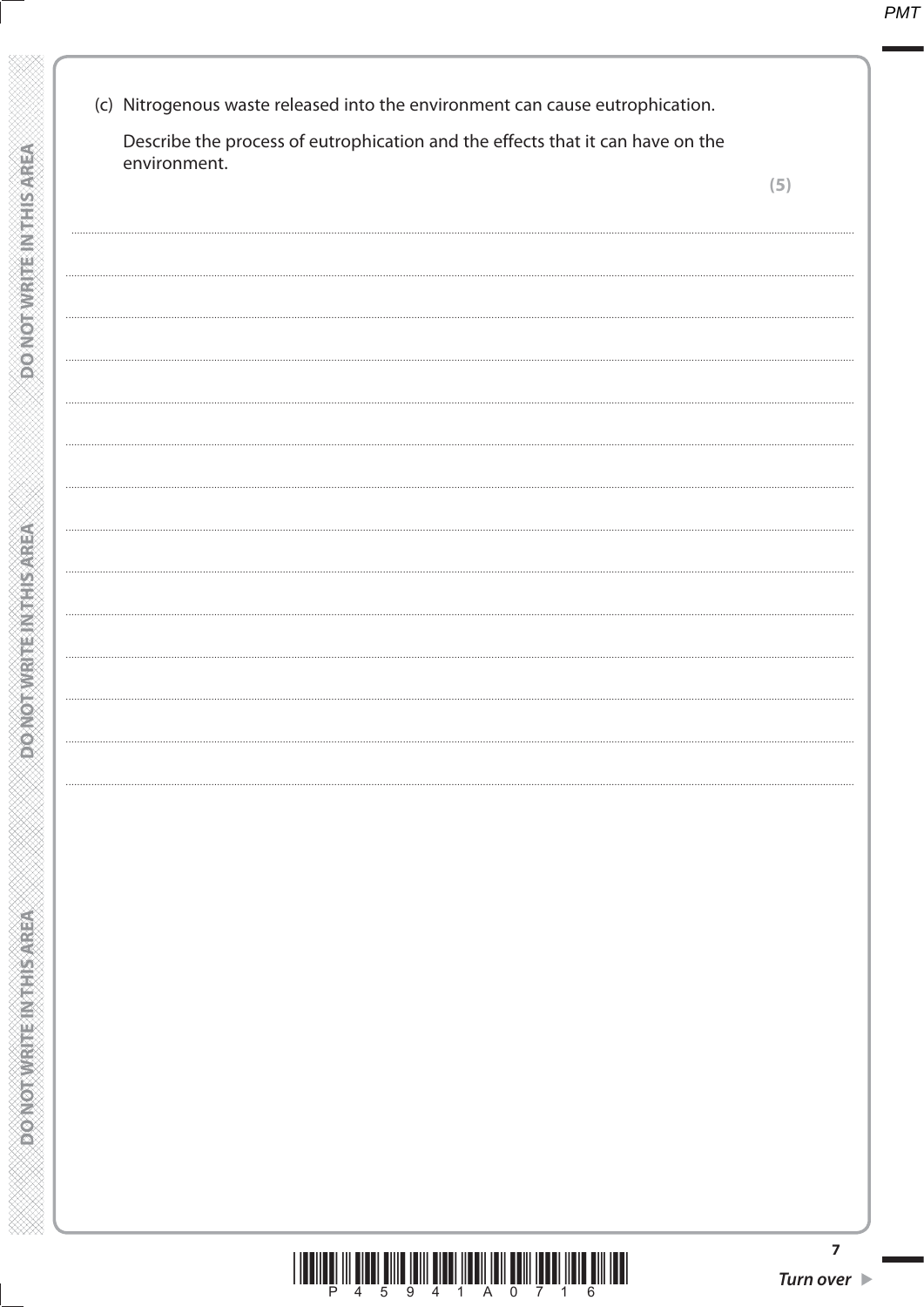(c) Nitrogenous waste released into the environment can cause eutrophication.

Describe the process of eutrophication and the effects that it can have on the environment.

**(5)**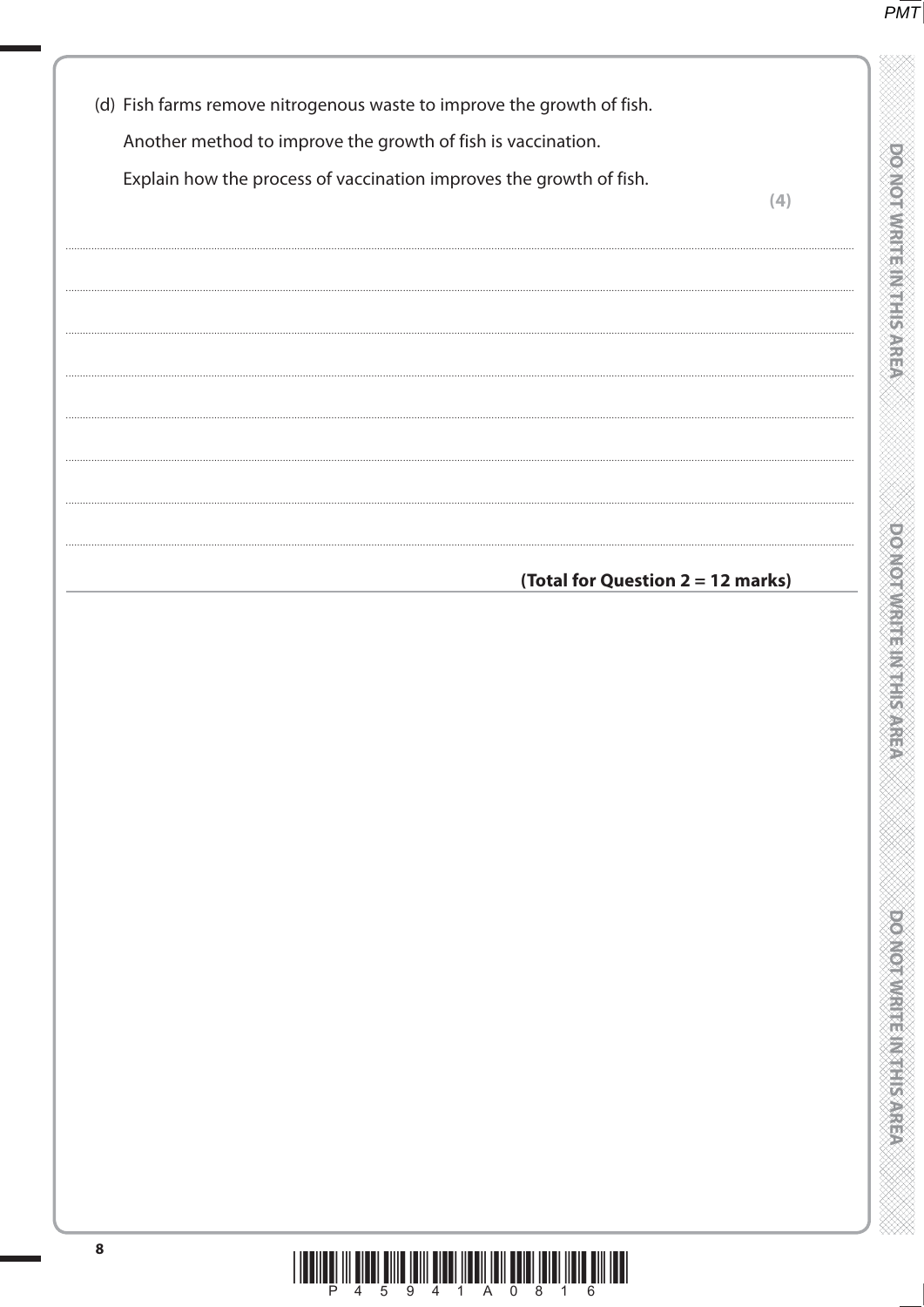(d) Fish farms remove nitrogenous waste to improve the growth of fish.

Another method to improve the growth of fish is vaccination.

Explain how the process of vaccination improves the growth of fish.

**(4)**

.......................................................................................................................................................................................................................................................................................

.......................................................................................................................................................................................................................................................................................

.......................................................................................................................................................................................................................................................................................

.......................................................................................................................................................................................................................................................................................

.......................................................................................................................................................................................................................................................................................

.......................................................................................................................................................................................................................................................................................

.......................................................................................................................................................................................................................................................................................

**(Total for Question 2 = 12 marks)**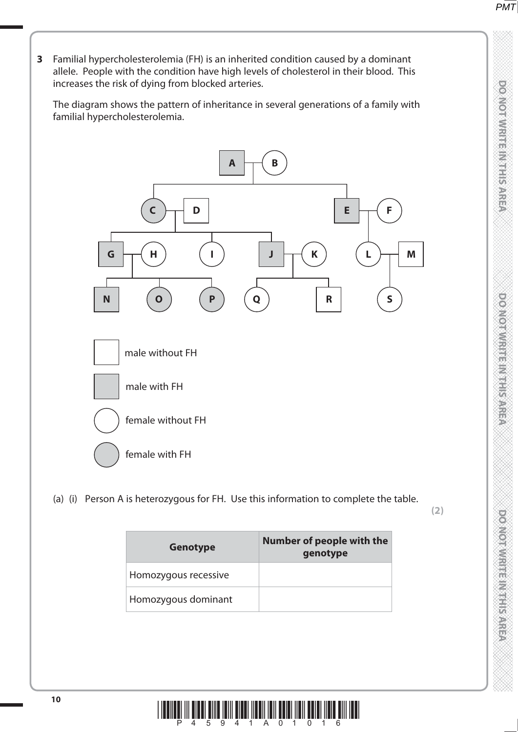**3** Familial hypercholesterolemia (FH) is an inherited condition caused by a dominant allele. People with the condition have high levels of cholesterol in their blood. This increases the risk of dying from blocked arteries.

The diagram shows the pattern of inheritance in several generations of a family with familial hypercholesterolemia.

- male without FH
- male with FH
- female without FH
- female with FH

(a) (i) Person A is heterozygous for FH. Use this information to complete the table.

**(2)**

| Genotype | Number of people with the genotype |
|---|---|
| Homozygous recessive | |
| Homozygous dominant | |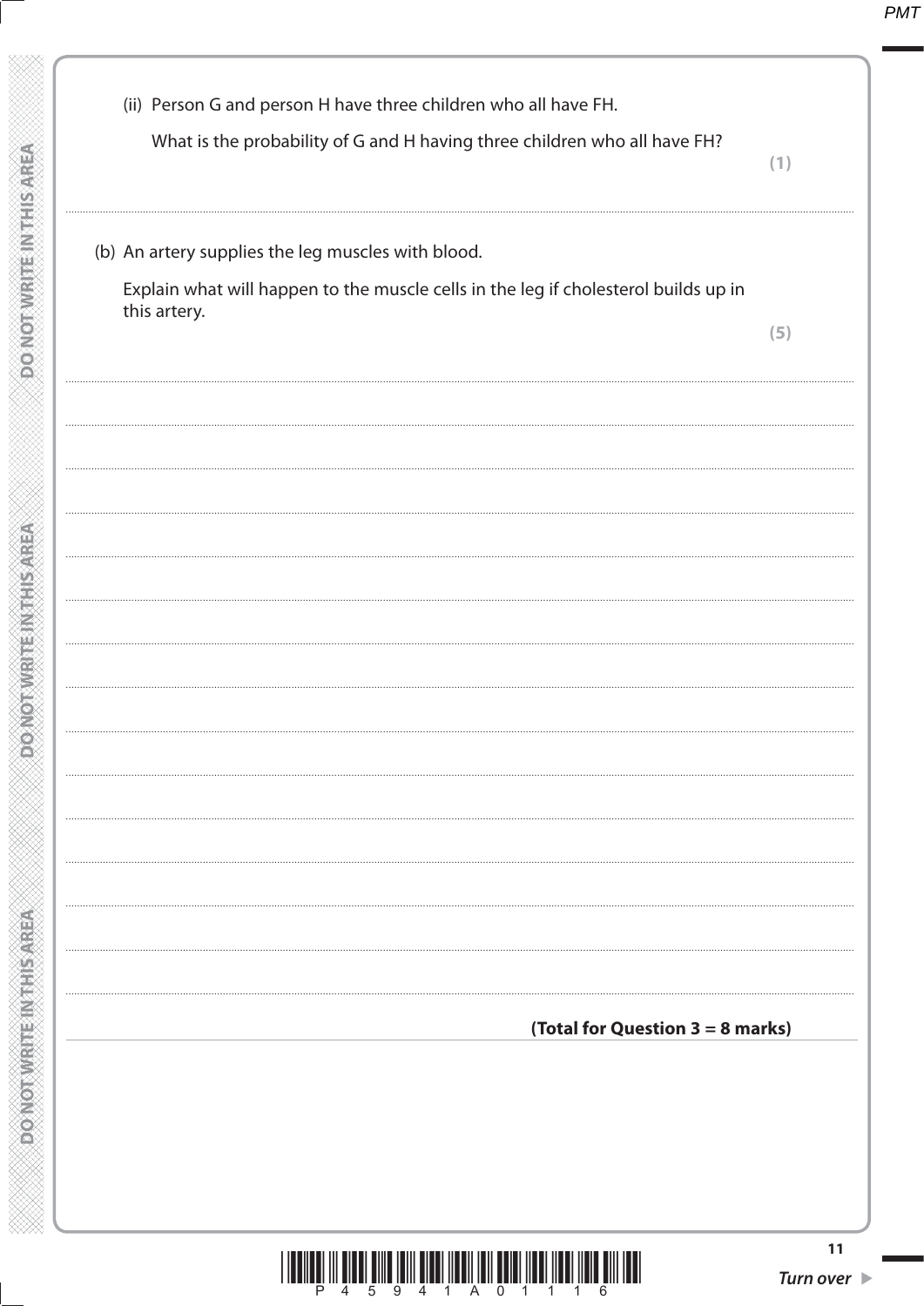(ii) Person G and person H have three children who all have FH.

What is the probability of G and H having three children who all have FH?

**(1)**

.......................................................................................................................................................................................

(b) An artery supplies the leg muscles with blood.

Explain what will happen to the muscle cells in the leg if cholesterol builds up in this artery.

**(5)**

.......................................................................................................................................................................................

.......................................................................................................................................................................................

.......................................................................................................................................................................................

.......................................................................................................................................................................................

.......................................................................................................................................................................................

.......................................................................................................................................................................................

.......................................................................................................................................................................................

.......................................................................................................................................................................................

.......................................................................................................................................................................................

.......................................................................................................................................................................................

.......................................................................................................................................................................................

.......................................................................................................................................................................................

.......................................................................................................................................................................................

.......................................................................................................................................................................................

**(Total for Question 3 = 8 marks)**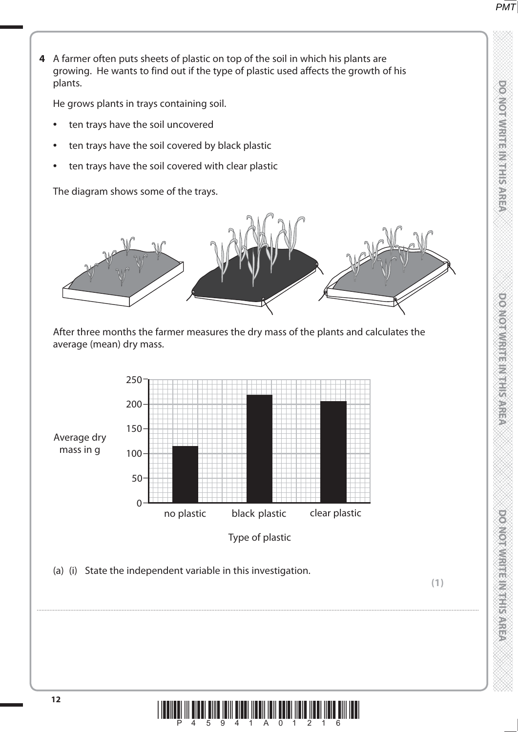**4** A farmer often puts sheets of plastic on top of the soil in which his plants are growing. He wants to find out if the type of plastic used affects the growth of his plants.

He grows plants in trays containing soil.

- ten trays have the soil uncovered
- ten trays have the soil covered by black plastic
- ten trays have the soil covered with clear plastic

The diagram shows some of the trays.

After three months the farmer measures the dry mass of the plants and calculates the average (mean) dry mass.

Average dry mass in g

Type of plastic

(a) (i) State the independent variable in this investigation.

**(1)**

........................................................................................................................................................................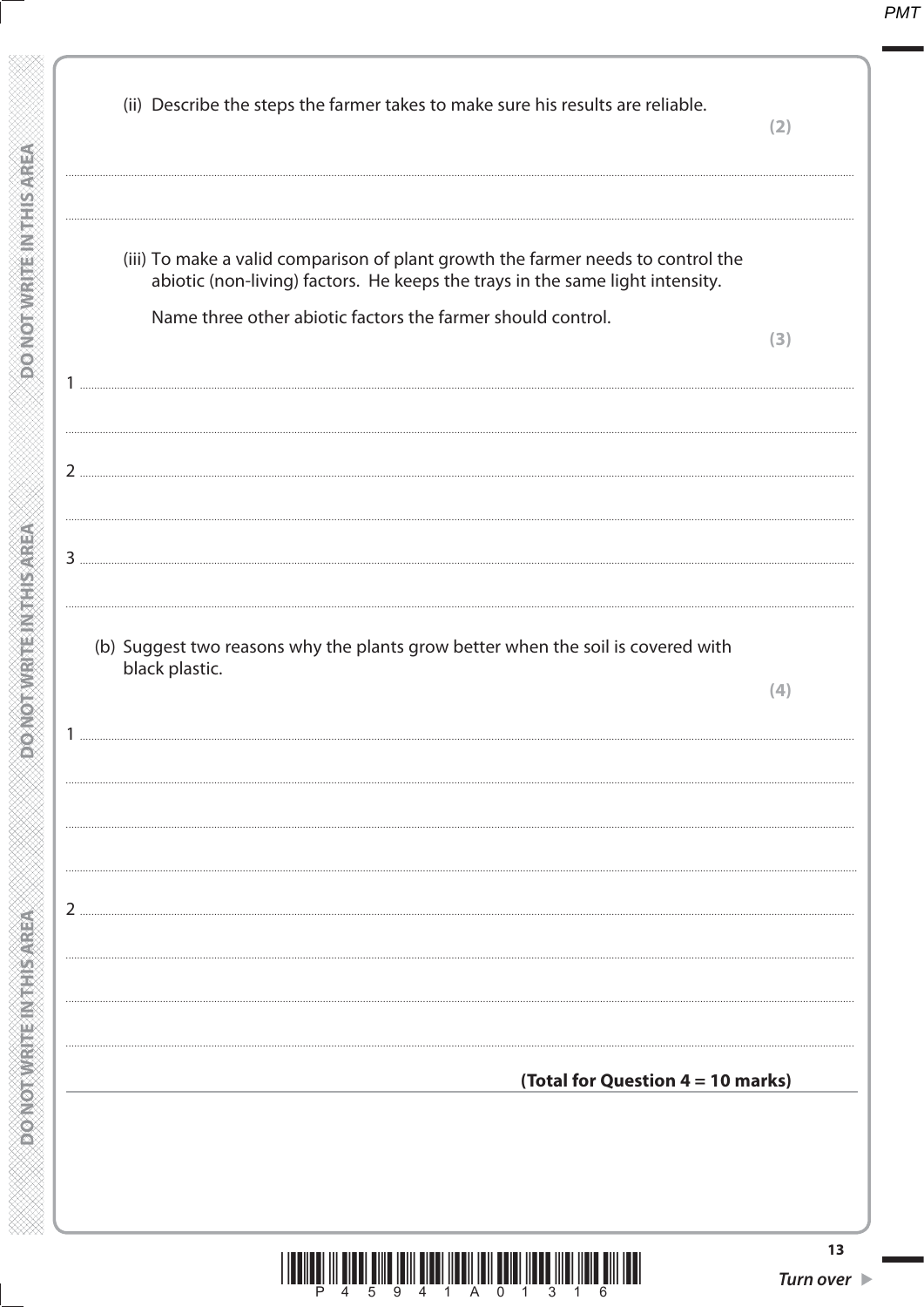(ii) Describe the steps the farmer takes to make sure his results are reliable. **(2)**

.......................................................................................................................................................................................................

.......................................................................................................................................................................................................

(iii) To make a valid comparison of plant growth the farmer needs to control the abiotic (non-living) factors. He keeps the trays in the same light intensity.

Name three other abiotic factors the farmer should control. **(3)**

1 .......................................................................................................................................................................................................

.......................................................................................................................................................................................................

2 .......................................................................................................................................................................................................

.......................................................................................................................................................................................................

3 .......................................................................................................................................................................................................

.......................................................................................................................................................................................................

(b) Suggest two reasons why the plants grow better when the soil is covered with black plastic. **(4)**

1 .......................................................................................................................................................................................................

.......................................................................................................................................................................................................

.......................................................................................................................................................................................................

.......................................................................................................................................................................................................

2 .......................................................................................................................................................................................................

.......................................................................................................................................................................................................

.......................................................................................................................................................................................................

.......................................................................................................................................................................................................

**(Total for Question 4 = 10 marks)**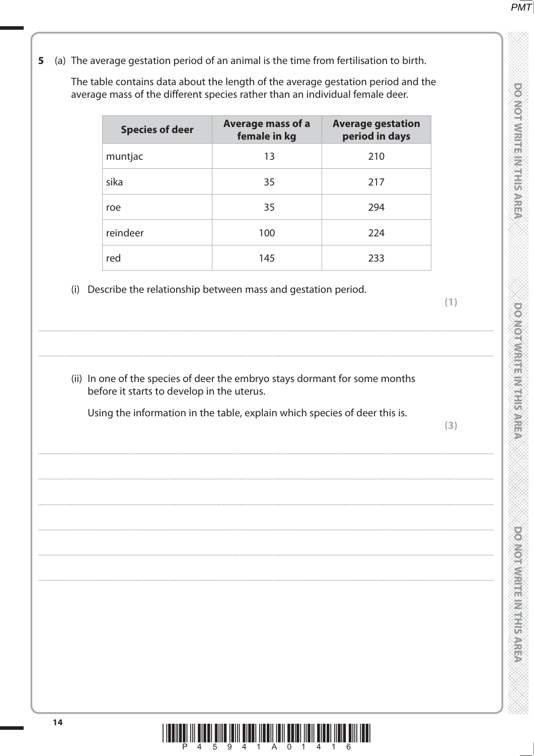**5** (a) The average gestation period of an animal is the time from fertilisation to birth.

The table contains data about the length of the average gestation period and the average mass of the different species rather than an individual female deer.

| Species of deer | Average mass of a female in kg | Average gestation period in days |
|---|---|---|
| muntjac | 13 | 210 |
| sika | 35 | 217 |
| roe | 35 | 294 |
| reindeer | 100 | 224 |
| red | 145 | 233 |

(i) Describe the relationship between mass and gestation period.

**(1)**

..............................................................................................................................................

..............................................................................................................................................

(ii) In one of the species of deer the embryo stays dormant for some months before it starts to develop in the uterus.

Using the information in the table, explain which species of deer this is.

**(3)**

..............................................................................................................................................

..............................................................................................................................................

..............................................................................................................................................

..............................................................................................................................................

..............................................................................................................................................

..............................................................................................................................................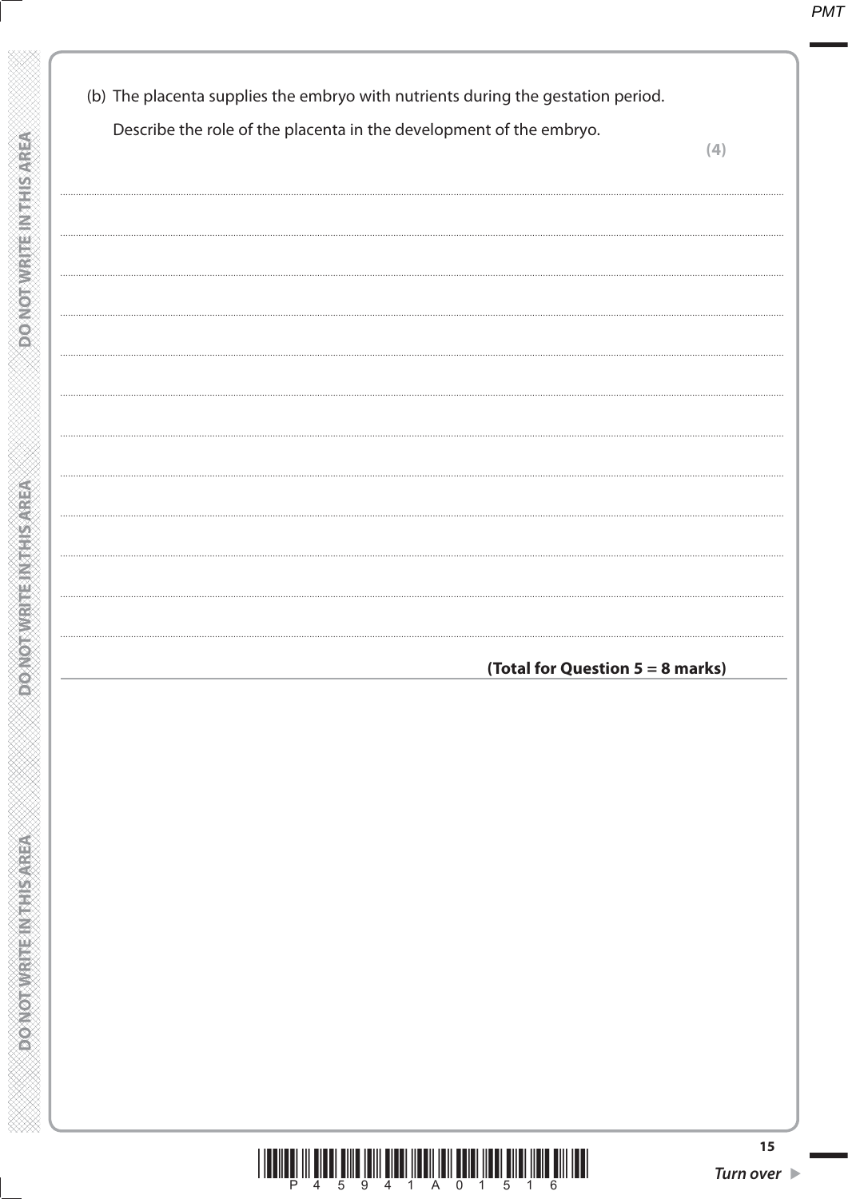(b) The placenta supplies the embryo with nutrients during the gestation period.

Describe the role of the placenta in the development of the embryo.

**(4)**

..........................................................................................................................................................................................................

..........................................................................................................................................................................................................

..........................................................................................................................................................................................................

..........................................................................................................................................................................................................

..........................................................................................................................................................................................................

..........................................................................................................................................................................................................

..........................................................................................................................................................................................................

..........................................................................................................................................................................................................

..........................................................................................................................................................................................................

..........................................................................................................................................................................................................

..........................................................................................................................................................................................................

..........................................................................................................................................................................................................

**(Total for Question 5 = 8 marks)**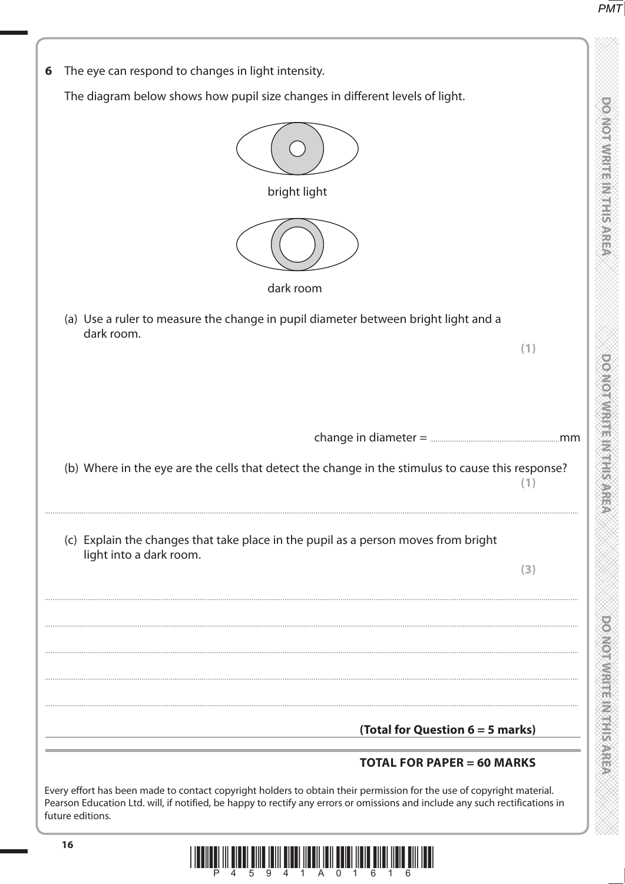**6** The eye can respond to changes in light intensity.

The diagram below shows how pupil size changes in different levels of light.

bright light

dark room

(a) Use a ruler to measure the change in pupil diameter between bright light and a dark room.

**(1)**

change in diameter = ........................................mm

(b) Where in the eye are the cells that detect the change in the stimulus to cause this response?

**(1)**

..........................................................................................................................................

(c) Explain the changes that take place in the pupil as a person moves from bright light into a dark room.

**(3)**

..........................................................................................................................................

..........................................................................................................................................

..........................................................................................................................................

..........................................................................................................................................

..........................................................................................................................................

**(Total for Question 6 = 5 marks)**

**TOTAL FOR PAPER = 60 MARKS**

Every effort has been made to contact copyright holders to obtain their permission for the use of copyright material. Pearson Education Ltd. will, if notified, be happy to rectify any errors or omissions and include any such rectifications in future editions.